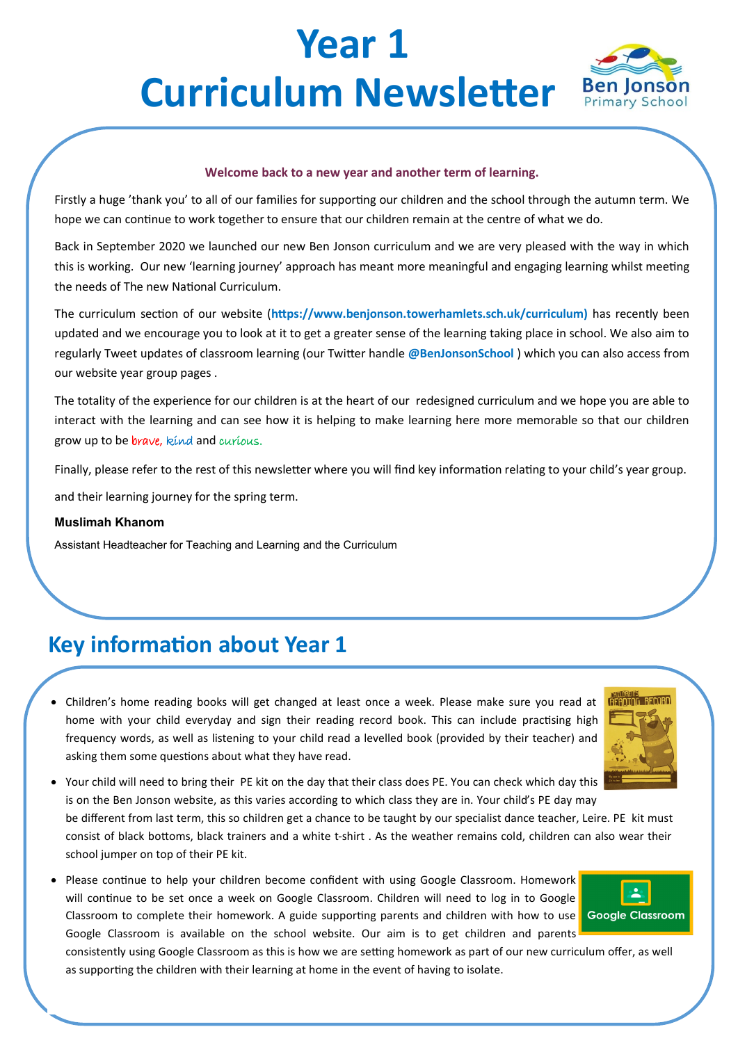# Year 1 Curriculum Newsletter

**Welcome back to a new year and another term of learning.**

Firstly a huge 'thank you' to all of our families for supporting our children and the school through the autumn term. We hope we can continue to work together to ensure that our children remain at the centre of what we do.

Back in September 2020 we launched our new Ben Jonson curriculum and we are very pleased with the way in which this is working. Our new 'learning journey' approach has meant more meaningful and engaging learning whilst meeting the needs of The new National Curriculum.

The curriculum section of our website (**https://www.benjonson.towerhamlets.sch.uk/curriculum)** has recently been updated and we encourage you to look at it to get a greater sense of the learning taking place in school. We also aim to regularly Tweet updates of classroom learning (our Twitter handle **@BenJonsonSchool** ) which you can also access from our website year group pages .

The totality of the experience for our children is at the heart of our redesigned curriculum and we hope you are able to interact with the learning and can see how it is helping to make learning here more memorable so that our children grow up to be brave, kind and curious.

Finally, please refer to the rest of this newsletter where you will find key information relating to your child's year group.

and their learning journey for the spring term.

**Muslimah Khanom**

Assistant Headteacher for Teaching and Learning and the Curriculum

## Key information about Year 1

- Children's home reading books will get changed at least once a week. Please make sure you read at home with your child everyday and sign their reading record book. This can include practising high frequency words, as well as listening to your child read a levelled book (provided by their teacher) and asking them some questions about what they have read.
- Your child will need to bring their PE kit on the day that their class does PE. You can check which day this is on the Ben Jonson website, as this varies according to which class they are in. Your child's PE day may be different from last term, this so children get a chance to be taught by our specialist dance teacher, Leire. PE kit must consist of black bottoms, black trainers and a white t-shirt . As the weather remains cold, children can also wear their school jumper on top of their PE kit.
- Please continue to help your children become confident with using Google Classroom. Homework will continue to be set once a week on Google Classroom. Children will need to log in to Google Classroom to complete their homework. A guide supporting parents and children with how to use Google Classroom is available on the school website. Our aim is to get children and parents consistently using Google Classroom as this is how we are setting homework as part of our new curriculum offer, as well as supporting the children with their learning at home in the event of having to isolate.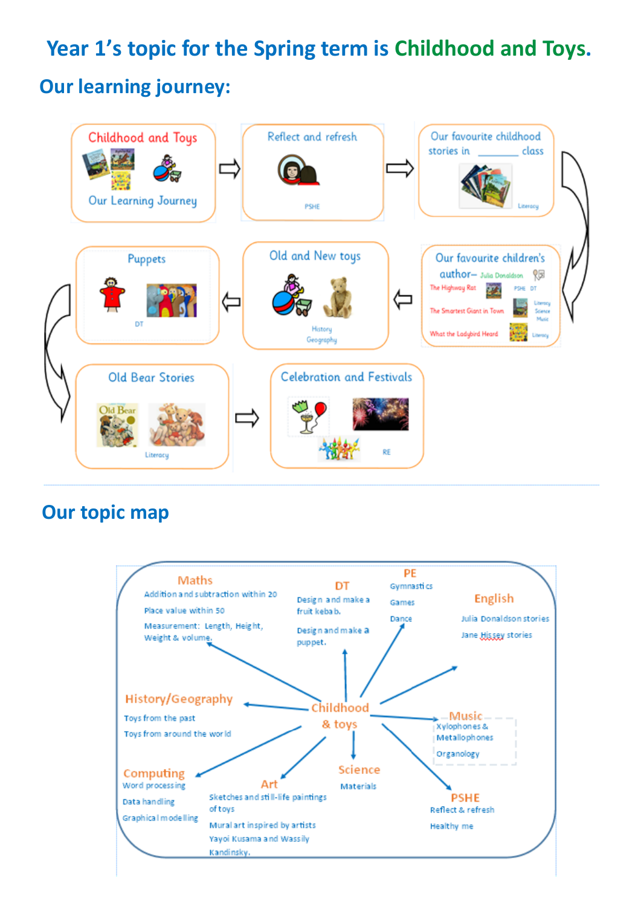# Year 1's topic for the Spring term is Childhood and Toys.

## Our learning journey:

Childhood and Toys
Our Learning Journey

Reflect and refresh
PSHE

Our favourite childhood stories in ________ class
Literacy

Our favourite children's author– Julia Donaldson
The Highway Rat — PSHE DT
The Smartest Giant in Town — Literacy Science Music
What the Ladybird Heard — Literacy

Old and New toys
History
Geography

Puppets
DT

Old Bear Stories
Literacy

Celebration and Festivals
RE

## Our topic map

Childhood & toys

**Maths**
Addition and subtraction within 20
Place value within 50
Measurement: Length, Height, Weight & volume.

**DT**
Design and make a fruit kebab.
Design and make a puppet.

**PE**
Gymnastics
Games
Dance

**English**
Julia Donaldson stories
Jane Hissey stories

**History/Geography**
Toys from the past
Toys from around the world

**Music**
Xylophones & Metallophones
Organology

**Computing**
Word processing
Data handling
Graphical modelling

**Art**
Sketches and still-life paintings of toys
Mural art inspired by artists Yayoi Kusama and Wassily Kandinsky.

**Science**
Materials

**PSHE**
Reflect & refresh
Healthy me